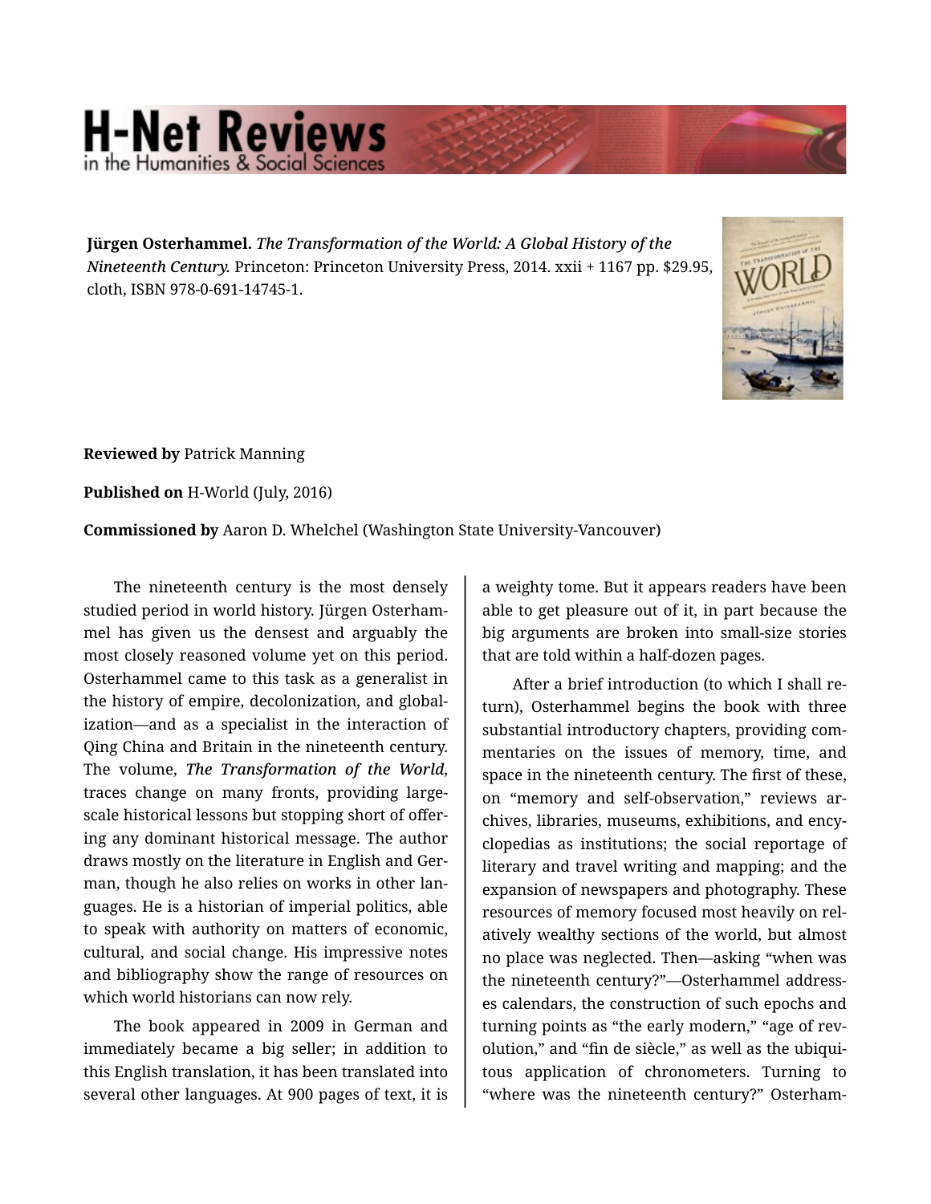**Jürgen Osterhammel.** *The Transformation of the World: A Global History of the Nineteenth Century.* Princeton: Princeton University Press, 2014. xxii + 1167 pp. $29.95, cloth, ISBN 978-0-691-14745-1.

**Reviewed by** Patrick Manning

**Published on** H-World (July, 2016)

**Commissioned by** Aaron D. Whelchel (Washington State University-Vancouver)

The nineteenth century is the most densely studied period in world history. Jürgen Osterhammel has given us the densest and arguably the most closely reasoned volume yet on this period. Osterhammel came to this task as a generalist in the history of empire, decolonization, and globalization—and as a specialist in the interaction of Qing China and Britain in the nineteenth century. The volume, ***The Transformation of the World***, traces change on many fronts, providing large-scale historical lessons but stopping short of offering any dominant historical message. The author draws mostly on the literature in English and German, though he also relies on works in other languages. He is a historian of imperial politics, able to speak with authority on matters of economic, cultural, and social change. His impressive notes and bibliography show the range of resources on which world historians can now rely.

The book appeared in 2009 in German and immediately became a big seller; in addition to this English translation, it has been translated into several other languages. At 900 pages of text, it is a weighty tome. But it appears readers have been able to get pleasure out of it, in part because the big arguments are broken into small-size stories that are told within a half-dozen pages.

After a brief introduction (to which I shall return), Osterhammel begins the book with three substantial introductory chapters, providing commentaries on the issues of memory, time, and space in the nineteenth century. The first of these, on "memory and self-observation," reviews archives, libraries, museums, exhibitions, and encyclopedias as institutions; the social reportage of literary and travel writing and mapping; and the expansion of newspapers and photography. These resources of memory focused most heavily on relatively wealthy sections of the world, but almost no place was neglected. Then—asking "when was the nineteenth century?"—Osterhammel addresses calendars, the construction of such epochs and turning points as "the early modern," "age of revolution," and "fin de siècle," as well as the ubiquitous application of chronometers. Turning to "where was the nineteenth century?" Osterham-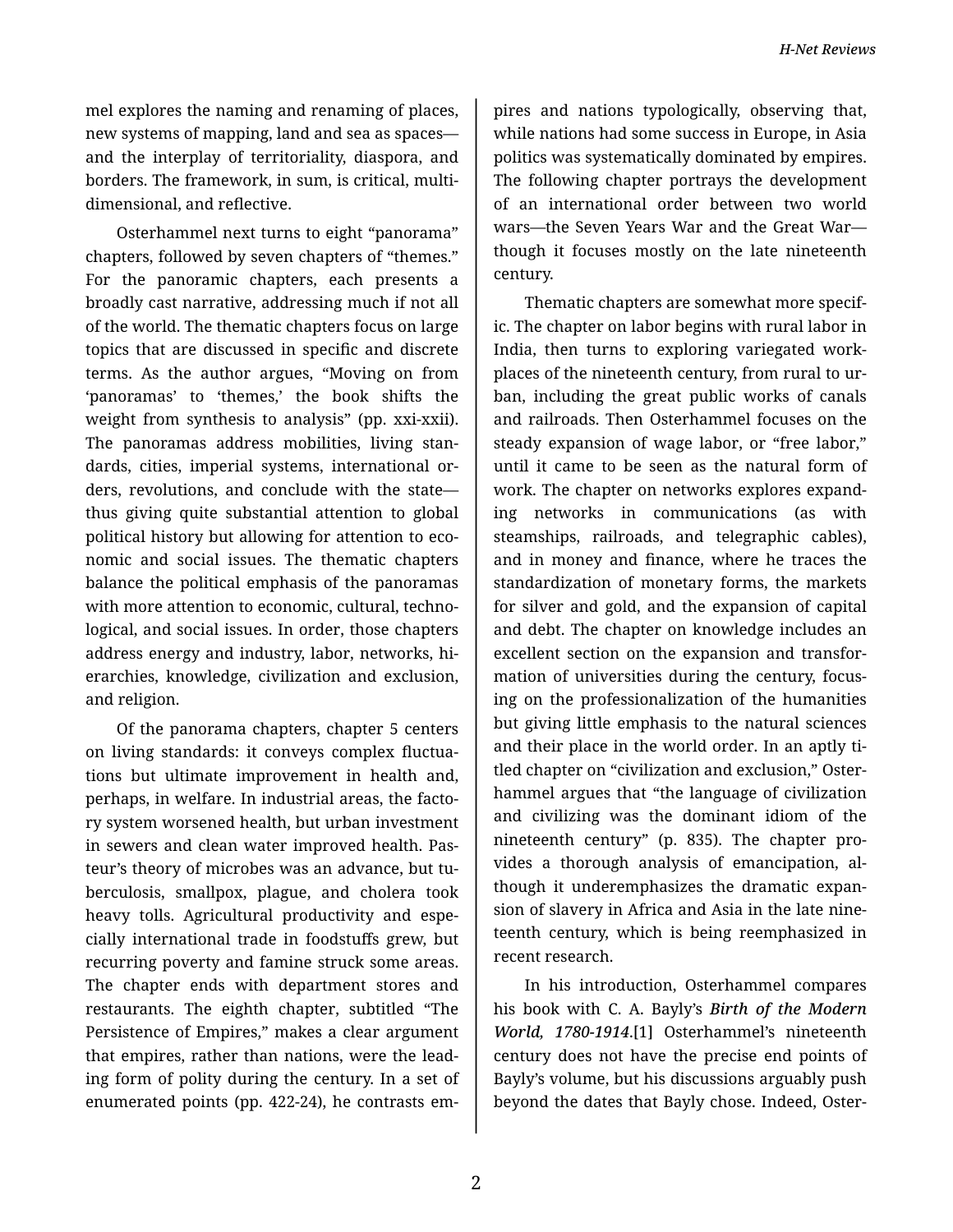mel explores the naming and renaming of places, new systems of mapping, land and sea as spaces—and the interplay of territoriality, diaspora, and borders. The framework, in sum, is critical, multidimensional, and reflective.

Osterhammel next turns to eight "panorama" chapters, followed by seven chapters of "themes." For the panoramic chapters, each presents a broadly cast narrative, addressing much if not all of the world. The thematic chapters focus on large topics that are discussed in specific and discrete terms. As the author argues, "Moving on from 'panoramas' to 'themes,' the book shifts the weight from synthesis to analysis" (pp. xxi-xxii). The panoramas address mobilities, living standards, cities, imperial systems, international orders, revolutions, and conclude with the state—thus giving quite substantial attention to global political history but allowing for attention to economic and social issues. The thematic chapters balance the political emphasis of the panoramas with more attention to economic, cultural, technological, and social issues. In order, those chapters address energy and industry, labor, networks, hierarchies, knowledge, civilization and exclusion, and religion.

Of the panorama chapters, chapter 5 centers on living standards: it conveys complex fluctuations but ultimate improvement in health and, perhaps, in welfare. In industrial areas, the factory system worsened health, but urban investment in sewers and clean water improved health. Pasteur's theory of microbes was an advance, but tuberculosis, smallpox, plague, and cholera took heavy tolls. Agricultural productivity and especially international trade in foodstuffs grew, but recurring poverty and famine struck some areas. The chapter ends with department stores and restaurants. The eighth chapter, subtitled "The Persistence of Empires," makes a clear argument that empires, rather than nations, were the leading form of polity during the century. In a set of enumerated points (pp. 422-24), he contrasts empires and nations typologically, observing that, while nations had some success in Europe, in Asia politics was systematically dominated by empires. The following chapter portrays the development of an international order between two world wars—the Seven Years War and the Great War—though it focuses mostly on the late nineteenth century.

Thematic chapters are somewhat more specific. The chapter on labor begins with rural labor in India, then turns to exploring variegated workplaces of the nineteenth century, from rural to urban, including the great public works of canals and railroads. Then Osterhammel focuses on the steady expansion of wage labor, or "free labor," until it came to be seen as the natural form of work. The chapter on networks explores expanding networks in communications (as with steamships, railroads, and telegraphic cables), and in money and finance, where he traces the standardization of monetary forms, the markets for silver and gold, and the expansion of capital and debt. The chapter on knowledge includes an excellent section on the expansion and transformation of universities during the century, focusing on the professionalization of the humanities but giving little emphasis to the natural sciences and their place in the world order. In an aptly titled chapter on "civilization and exclusion," Osterhammel argues that "the language of civilization and civilizing was the dominant idiom of the nineteenth century" (p. 835). The chapter provides a thorough analysis of emancipation, although it underemphasizes the dramatic expansion of slavery in Africa and Asia in the late nineteenth century, which is being reemphasized in recent research.

In his introduction, Osterhammel compares his book with C. A. Bayly's ***Birth of the Modern World, 1780-1914***.[1] Osterhammel's nineteenth century does not have the precise end points of Bayly's volume, but his discussions arguably push beyond the dates that Bayly chose. Indeed, Oster-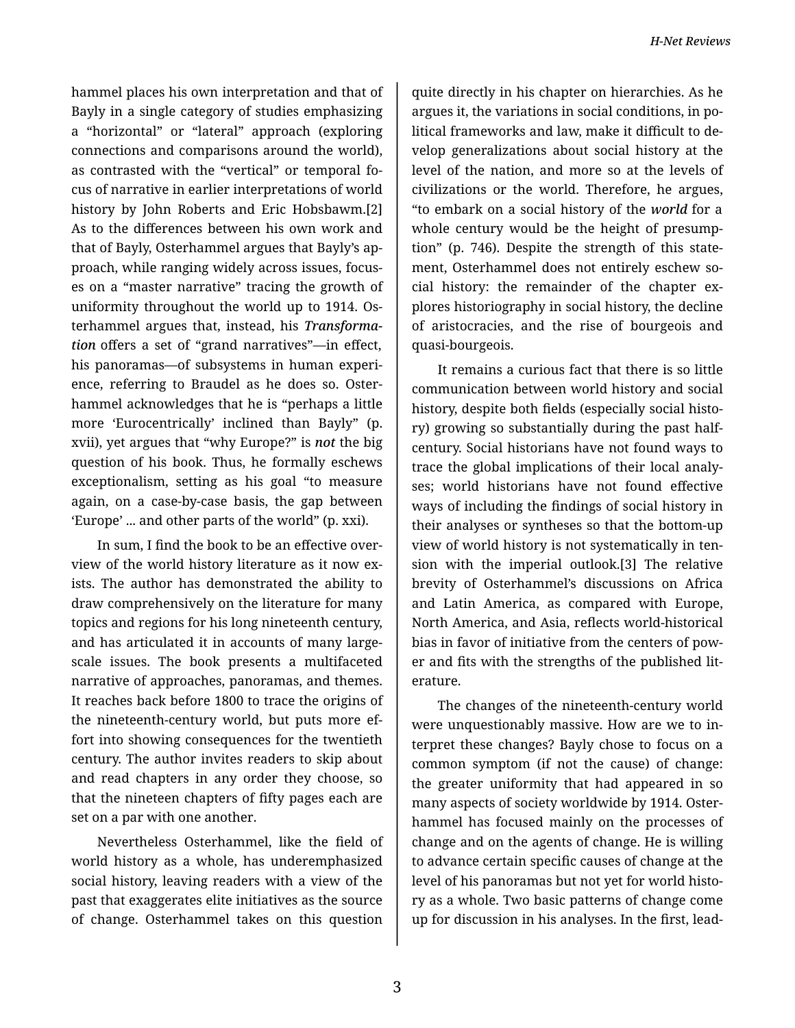hammel places his own interpretation and that of Bayly in a single category of studies emphasizing a "horizontal" or "lateral" approach (exploring connections and comparisons around the world), as contrasted with the "vertical" or temporal focus of narrative in earlier interpretations of world history by John Roberts and Eric Hobsbawm.[2] As to the differences between his own work and that of Bayly, Osterhammel argues that Bayly's approach, while ranging widely across issues, focuses on a "master narrative" tracing the growth of uniformity throughout the world up to 1914. Osterhammel argues that, instead, his *Transformation* offers a set of "grand narratives"—in effect, his panoramas—of subsystems in human experience, referring to Braudel as he does so. Osterhammel acknowledges that he is "perhaps a little more 'Eurocentrically' inclined than Bayly" (p. xvii), yet argues that "why Europe?" is *not* the big question of his book. Thus, he formally eschews exceptionalism, setting as his goal "to measure again, on a case-by-case basis, the gap between 'Europe' ... and other parts of the world" (p. xxi).

In sum, I find the book to be an effective overview of the world history literature as it now exists. The author has demonstrated the ability to draw comprehensively on the literature for many topics and regions for his long nineteenth century, and has articulated it in accounts of many large-scale issues. The book presents a multifaceted narrative of approaches, panoramas, and themes. It reaches back before 1800 to trace the origins of the nineteenth-century world, but puts more effort into showing consequences for the twentieth century. The author invites readers to skip about and read chapters in any order they choose, so that the nineteen chapters of fifty pages each are set on a par with one another.

Nevertheless Osterhammel, like the field of world history as a whole, has underemphasized social history, leaving readers with a view of the past that exaggerates elite initiatives as the source of change. Osterhammel takes on this question quite directly in his chapter on hierarchies. As he argues it, the variations in social conditions, in political frameworks and law, make it difficult to develop generalizations about social history at the level of the nation, and more so at the levels of civilizations or the world. Therefore, he argues, "to embark on a social history of the *world* for a whole century would be the height of presumption" (p. 746). Despite the strength of this statement, Osterhammel does not entirely eschew social history: the remainder of the chapter explores historiography in social history, the decline of aristocracies, and the rise of bourgeois and quasi-bourgeois.

It remains a curious fact that there is so little communication between world history and social history, despite both fields (especially social history) growing so substantially during the past half-century. Social historians have not found ways to trace the global implications of their local analyses; world historians have not found effective ways of including the findings of social history in their analyses or syntheses so that the bottom-up view of world history is not systematically in tension with the imperial outlook.[3] The relative brevity of Osterhammel's discussions on Africa and Latin America, as compared with Europe, North America, and Asia, reflects world-historical bias in favor of initiative from the centers of power and fits with the strengths of the published literature.

The changes of the nineteenth-century world were unquestionably massive. How are we to interpret these changes? Bayly chose to focus on a common symptom (if not the cause) of change: the greater uniformity that had appeared in so many aspects of society worldwide by 1914. Osterhammel has focused mainly on the processes of change and on the agents of change. He is willing to advance certain specific causes of change at the level of his panoramas but not yet for world history as a whole. Two basic patterns of change come up for discussion in his analyses. In the first, lead-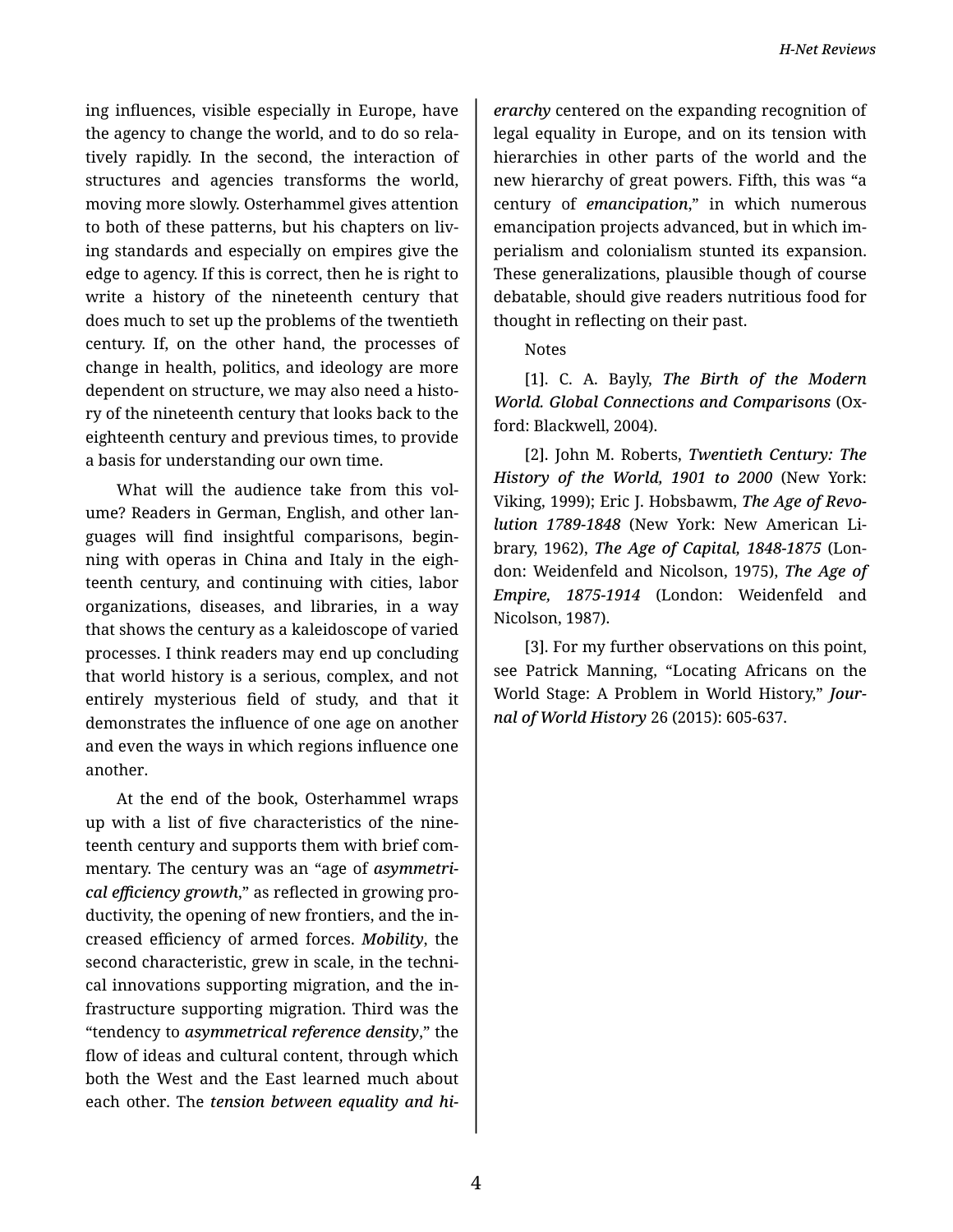ing influences, visible especially in Europe, have the agency to change the world, and to do so relatively rapidly. In the second, the interaction of structures and agencies transforms the world, moving more slowly. Osterhammel gives attention to both of these patterns, but his chapters on living standards and especially on empires give the edge to agency. If this is correct, then he is right to write a history of the nineteenth century that does much to set up the problems of the twentieth century. If, on the other hand, the processes of change in health, politics, and ideology are more dependent on structure, we may also need a history of the nineteenth century that looks back to the eighteenth century and previous times, to provide a basis for understanding our own time.

What will the audience take from this volume? Readers in German, English, and other languages will find insightful comparisons, beginning with operas in China and Italy in the eighteenth century, and continuing with cities, labor organizations, diseases, and libraries, in a way that shows the century as a kaleidoscope of varied processes. I think readers may end up concluding that world history is a serious, complex, and not entirely mysterious field of study, and that it demonstrates the influence of one age on another and even the ways in which regions influence one another.

At the end of the book, Osterhammel wraps up with a list of five characteristics of the nineteenth century and supports them with brief commentary. The century was an "age of ***asymmetrical efficiency growth***," as reflected in growing productivity, the opening of new frontiers, and the increased efficiency of armed forces. ***Mobility***, the second characteristic, grew in scale, in the technical innovations supporting migration, and the infrastructure supporting migration. Third was the "tendency to ***asymmetrical reference density***," the flow of ideas and cultural content, through which both the West and the East learned much about each other. The ***tension between equality and hierarchy*** centered on the expanding recognition of legal equality in Europe, and on its tension with hierarchies in other parts of the world and the new hierarchy of great powers. Fifth, this was "a century of ***emancipation***," in which numerous emancipation projects advanced, but in which imperialism and colonialism stunted its expansion. These generalizations, plausible though of course debatable, should give readers nutritious food for thought in reflecting on their past.

Notes

[1]. C. A. Bayly, ***The Birth of the Modern World. Global Connections and Comparisons*** (Oxford: Blackwell, 2004).

[2]. John M. Roberts, ***Twentieth Century: The History of the World, 1901 to 2000*** (New York: Viking, 1999); Eric J. Hobsbawm, ***The Age of Revolution 1789-1848*** (New York: New American Library, 1962), ***The Age of Capital, 1848-1875*** (London: Weidenfeld and Nicolson, 1975), ***The Age of Empire, 1875-1914*** (London: Weidenfeld and Nicolson, 1987).

[3]. For my further observations on this point, see Patrick Manning, "Locating Africans on the World Stage: A Problem in World History," ***Journal of World History*** 26 (2015): 605-637.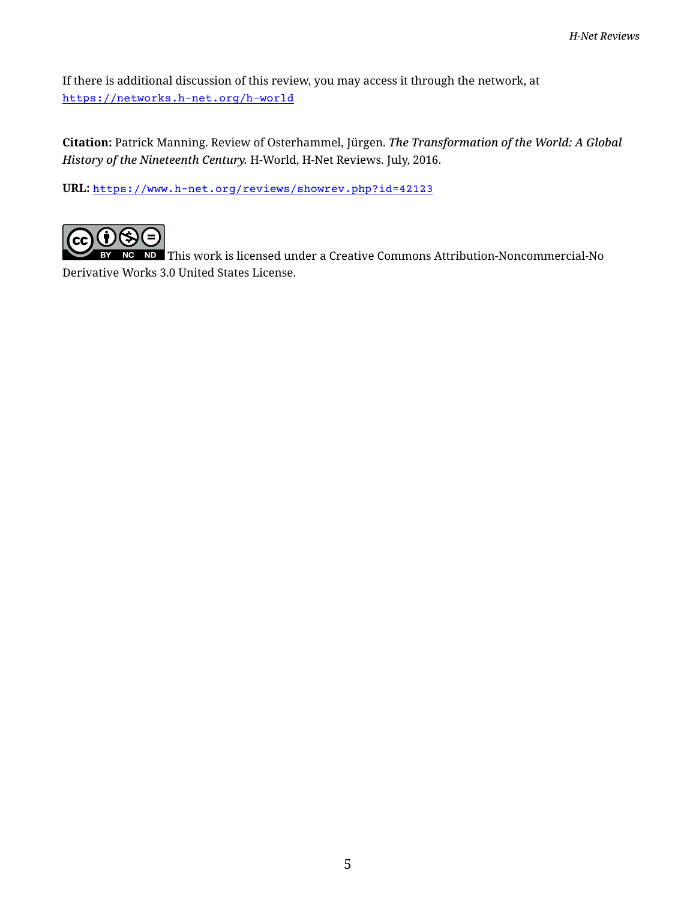If there is additional discussion of this review, you may access it through the network, at https://networks.h-net.org/h-world

**Citation:** Patrick Manning. Review of Osterhammel, Jürgen. *The Transformation of the World: A Global History of the Nineteenth Century.* H-World, H-Net Reviews. July, 2016.

**URL:** https://www.h-net.org/reviews/showrev.php?id=42123

This work is licensed under a Creative Commons Attribution-Noncommercial-No Derivative Works 3.0 United States License.